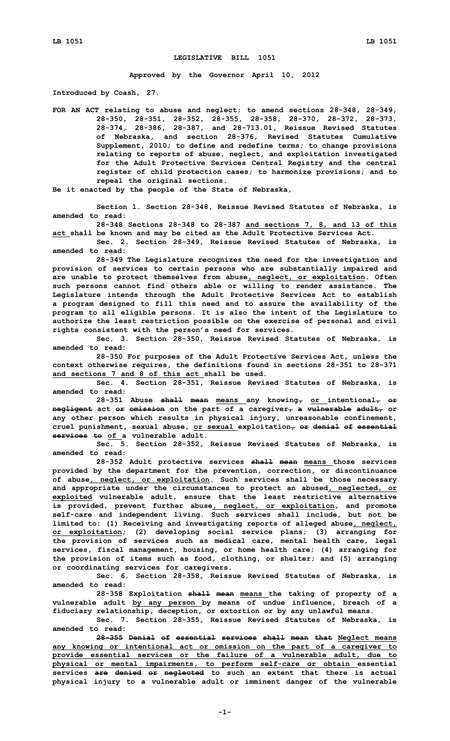# LEGISLATIVE BILL 1051

**Approved by the Governor April 10, 2012**

**Introduced by Coash, 27.**

**FOR AN ACT relating to abuse and neglect; to amend sections 28-348, 28-349, 28-350, 28-351, 28-352, 28-355, 28-358, 28-370, 28-372, 28-373, 28-374, 28-386, 28-387, and 28-713.01, Reissue Revised Statutes of Nebraska, and section 28-376, Revised Statutes Cumulative Supplement, 2010; to define and redefine terms; to change provisions relating to reports of abuse, neglect, and exploitation investigated for the Adult Protective Services Central Registry and the central register of child protection cases; to harmonize provisions; and to repeal the original sections.**

**Be it enacted by the people of the State of Nebraska,**

**Section 1. Section 28-348, Reissue Revised Statutes of Nebraska, is amended to read:**

**28-348 Sections 28-348 to 28-387 <u>and sections 7, 8, and 13 of this act</u> shall be known and may be cited as the Adult Protective Services Act.**

**Sec. 2. Section 28-349, Reissue Revised Statutes of Nebraska, is amended to read:**

**28-349 The Legislature recognizes the need for the investigation and provision of services to certain persons who are substantially impaired and are unable to protect themselves from abuse<u>, neglect, or exploitation</u>. Often such persons cannot find others able or willing to render assistance. The Legislature intends through the Adult Protective Services Act to establish a program designed to fill this need and to assure the availability of the program to all eligible persons. It is also the intent of the Legislature to authorize the least restriction possible on the exercise of personal and civil rights consistent with the person's need for services.**

**Sec. 3. Section 28-350, Reissue Revised Statutes of Nebraska, is amended to read:**

**28-350 For purposes of the Adult Protective Services Act, unless the context otherwise requires, the definitions found in sections 28-351 to 28-371 <u>and sections 7 and 8 of this act</u> shall be used.**

**Sec. 4. Section 28-351, Reissue Revised Statutes of Nebraska, is amended to read:**

**28-351 Abuse ~~shall mean~~ <u>means</u> any knowing~~,~~ <u>or</u> intentional~~, or negligent~~ act ~~or omission~~ on the part of a caregiver~~, a vulnerable adult,~~ or any other person which results in physical injury, unreasonable confinement, cruel punishment, sexual abuse, <u>or sexual</u> exploitation~~, or denial of essential services to~~ <u>of</u> a vulnerable adult.**

**Sec. 5. Section 28-352, Reissue Revised Statutes of Nebraska, is amended to read:**

**28-352 Adult protective services ~~shall mean~~ <u>means</u> those services provided by the department for the prevention, correction, or discontinuance of abuse<u>, neglect, or exploitation</u>. Such services shall be those necessary and appropriate under the circumstances to protect an abused<u>, neglected, or exploited</u> vulnerable adult, ensure that the least restrictive alternative is provided, prevent further abuse<u>, neglect, or exploitation</u>, and promote self-care and independent living. Such services shall include, but not be limited to: (1) Receiving and investigating reports of alleged abuse<u>, neglect, or exploitation</u>; (2) developing social service plans; (3) arranging for the provision of services such as medical care, mental health care, legal services, fiscal management, housing, or home health care; (4) arranging for the provision of items such as food, clothing, or shelter; and (5) arranging or coordinating services for caregivers.**

**Sec. 6. Section 28-358, Reissue Revised Statutes of Nebraska, is amended to read:**

**28-358 Exploitation ~~shall mean~~ <u>means</u> the taking of property of a vulnerable adult <u>by any person</u> by means of undue influence, breach of a fiduciary relationship, deception, or extortion or by any unlawful means.**

**Sec. 7. Section 28-355, Reissue Revised Statutes of Nebraska, is amended to read:**

**~~28-355 Denial of essential services shall mean that~~ <u>Neglect means any knowing or intentional act or omission on the part of a caregiver to provide essential services or the failure of a vulnerable adult, due to physical or mental impairments, to perform self-care or obtain</u> essential services ~~are denied or neglected~~ to such an extent that there is actual physical injury to a vulnerable adult or imminent danger of the vulnerable**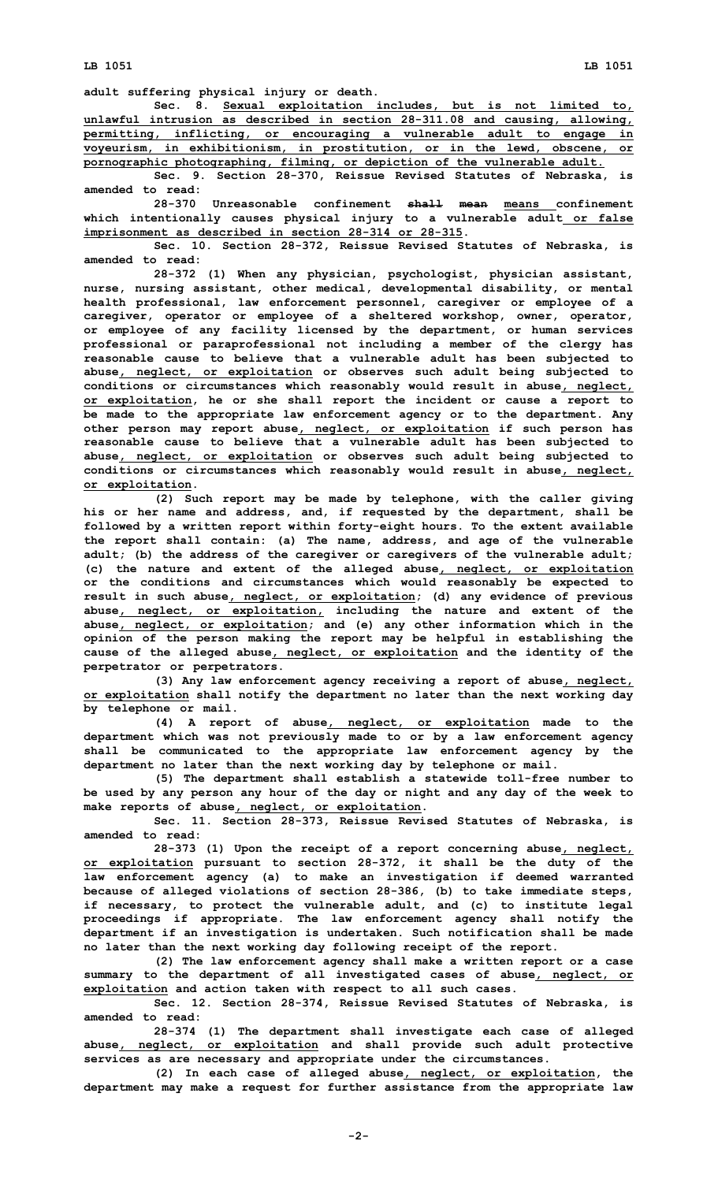adult suffering physical injury or death.

Sec. 8. Sexual exploitation includes, but is not limited to, unlawful intrusion as described in section 28-311.08 and causing, allowing, permitting, inflicting, or encouraging a vulnerable adult to engage in voyeurism, in exhibitionism, in prostitution, or in the lewd, obscene, or pornographic photographing, filming, or depiction of the vulnerable adult.

Sec. 9. Section 28-370, Reissue Revised Statutes of Nebraska, is amended to read:

28-370 Unreasonable confinement ~~shall mean~~ means confinement which intentionally causes physical injury to a vulnerable adult or false imprisonment as described in section 28-314 or 28-315.

Sec. 10. Section 28-372, Reissue Revised Statutes of Nebraska, is amended to read:

28-372 (1) When any physician, psychologist, physician assistant, nurse, nursing assistant, other medical, developmental disability, or mental health professional, law enforcement personnel, caregiver or employee of a caregiver, operator or employee of a sheltered workshop, owner, operator, or employee of any facility licensed by the department, or human services professional or paraprofessional not including a member of the clergy has reasonable cause to believe that a vulnerable adult has been subjected to abuse, neglect, or exploitation or observes such adult being subjected to conditions or circumstances which reasonably would result in abuse, neglect, or exploitation, he or she shall report the incident or cause a report to be made to the appropriate law enforcement agency or to the department. Any other person may report abuse, neglect, or exploitation if such person has reasonable cause to believe that a vulnerable adult has been subjected to abuse, neglect, or exploitation or observes such adult being subjected to conditions or circumstances which reasonably would result in abuse, neglect, or exploitation.

(2) Such report may be made by telephone, with the caller giving his or her name and address, and, if requested by the department, shall be followed by a written report within forty-eight hours. To the extent available the report shall contain: (a) The name, address, and age of the vulnerable adult; (b) the address of the caregiver or caregivers of the vulnerable adult; (c) the nature and extent of the alleged abuse, neglect, or exploitation or the conditions and circumstances which would reasonably be expected to result in such abuse, neglect, or exploitation; (d) any evidence of previous abuse, neglect, or exploitation, including the nature and extent of the abuse, neglect, or exploitation; and (e) any other information which in the opinion of the person making the report may be helpful in establishing the cause of the alleged abuse, neglect, or exploitation and the identity of the perpetrator or perpetrators.

(3) Any law enforcement agency receiving a report of abuse, neglect, or exploitation shall notify the department no later than the next working day by telephone or mail.

(4) A report of abuse, neglect, or exploitation made to the department which was not previously made to or by a law enforcement agency shall be communicated to the appropriate law enforcement agency by the department no later than the next working day by telephone or mail.

(5) The department shall establish a statewide toll-free number to be used by any person any hour of the day or night and any day of the week to make reports of abuse, neglect, or exploitation.

Sec. 11. Section 28-373, Reissue Revised Statutes of Nebraska, is amended to read:

28-373 (1) Upon the receipt of a report concerning abuse, neglect, or exploitation pursuant to section 28-372, it shall be the duty of the law enforcement agency (a) to make an investigation if deemed warranted because of alleged violations of section 28-386, (b) to take immediate steps, if necessary, to protect the vulnerable adult, and (c) to institute legal proceedings if appropriate. The law enforcement agency shall notify the department if an investigation is undertaken. Such notification shall be made no later than the next working day following receipt of the report.

(2) The law enforcement agency shall make a written report or a case summary to the department of all investigated cases of abuse, neglect, or exploitation and action taken with respect to all such cases.

Sec. 12. Section 28-374, Reissue Revised Statutes of Nebraska, is amended to read:

28-374 (1) The department shall investigate each case of alleged abuse, neglect, or exploitation and shall provide such adult protective services as are necessary and appropriate under the circumstances.

(2) In each case of alleged abuse, neglect, or exploitation, the department may make a request for further assistance from the appropriate law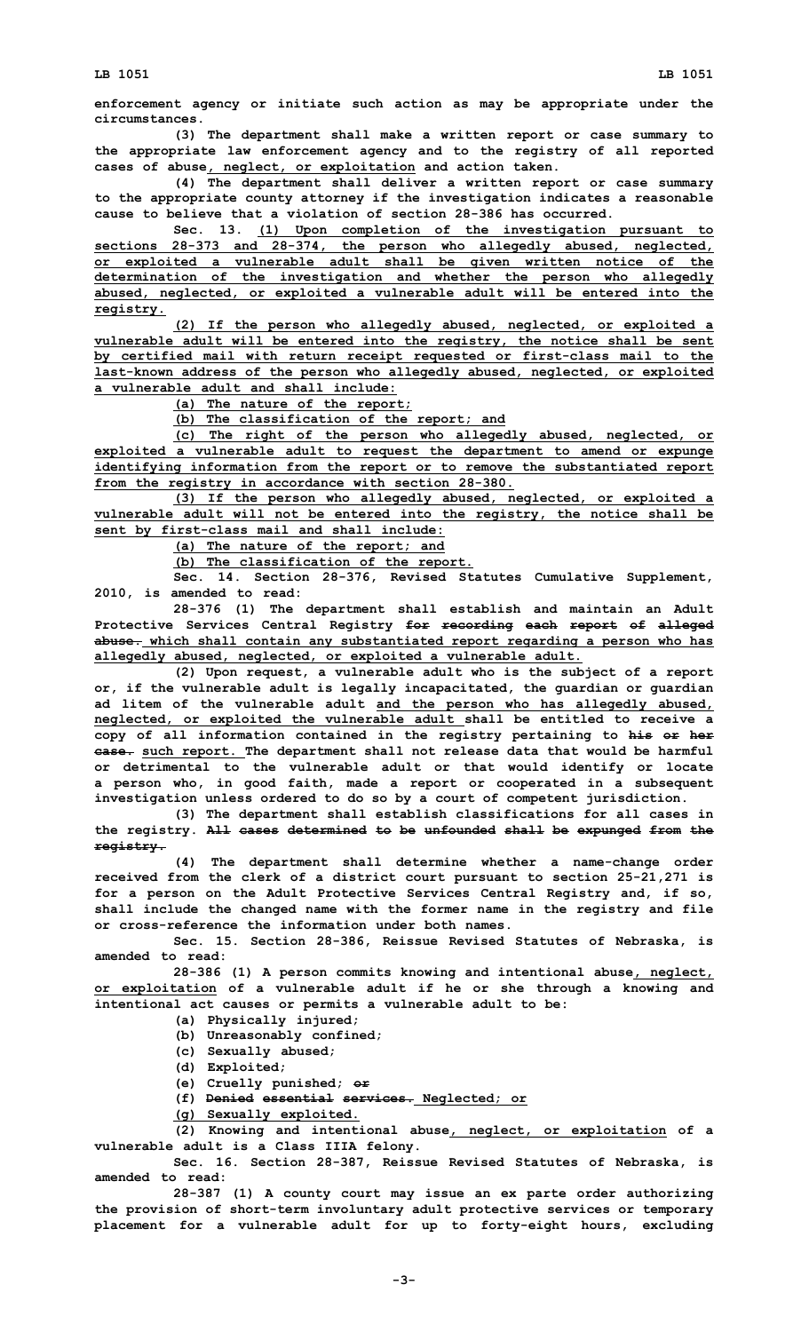enforcement agency or initiate such action as may be appropriate under the circumstances.

(3) The department shall make a written report or case summary to the appropriate law enforcement agency and to the registry of all reported cases of abuse, neglect, or exploitation and action taken.

(4) The department shall deliver a written report or case summary to the appropriate county attorney if the investigation indicates a reasonable cause to believe that a violation of section 28-386 has occurred.

Sec. 13. (1) Upon completion of the investigation pursuant to sections 28-373 and 28-374, the person who allegedly abused, neglected, or exploited a vulnerable adult shall be given written notice of the determination of the investigation and whether the person who allegedly abused, neglected, or exploited a vulnerable adult will be entered into the registry.

(2) If the person who allegedly abused, neglected, or exploited a vulnerable adult will be entered into the registry, the notice shall be sent by certified mail with return receipt requested or first-class mail to the last-known address of the person who allegedly abused, neglected, or exploited a vulnerable adult and shall include:

(a) The nature of the report;

(b) The classification of the report; and

(c) The right of the person who allegedly abused, neglected, or exploited a vulnerable adult to request the department to amend or expunge identifying information from the report or to remove the substantiated report from the registry in accordance with section 28-380.

(3) If the person who allegedly abused, neglected, or exploited a vulnerable adult will not be entered into the registry, the notice shall be sent by first-class mail and shall include:

(a) The nature of the report; and

(b) The classification of the report.

Sec. 14. Section 28-376, Revised Statutes Cumulative Supplement, 2010, is amended to read:

28-376 (1) The department shall establish and maintain an Adult Protective Services Central Registry ~~for recording each report of alleged abuse.~~ which shall contain any substantiated report regarding a person who has allegedly abused, neglected, or exploited a vulnerable adult.

(2) Upon request, a vulnerable adult who is the subject of a report or, if the vulnerable adult is legally incapacitated, the guardian or guardian ad litem of the vulnerable adult and the person who has allegedly abused, neglected, or exploited the vulnerable adult shall be entitled to receive a copy of all information contained in the registry pertaining to ~~his or her case.~~ such report. The department shall not release data that would be harmful or detrimental to the vulnerable adult or that would identify or locate a person who, in good faith, made a report or cooperated in a subsequent investigation unless ordered to do so by a court of competent jurisdiction.

(3) The department shall establish classifications for all cases in the registry. ~~All cases determined to be unfounded shall be expunged from the registry.~~

(4) The department shall determine whether a name-change order received from the clerk of a district court pursuant to section 25-21,271 is for a person on the Adult Protective Services Central Registry and, if so, shall include the changed name with the former name in the registry and file or cross-reference the information under both names.

Sec. 15. Section 28-386, Reissue Revised Statutes of Nebraska, is amended to read:

28-386 (1) A person commits knowing and intentional abuse, neglect, or exploitation of a vulnerable adult if he or she through a knowing and intentional act causes or permits a vulnerable adult to be:

(a) Physically injured;

(b) Unreasonably confined;

(c) Sexually abused;

(d) Exploited;

(e) Cruelly punished; ~~or~~

(f) ~~Denied essential services.~~ Neglected; or

(g) Sexually exploited.

(2) Knowing and intentional abuse, neglect, or exploitation of a vulnerable adult is a Class IIIA felony.

Sec. 16. Section 28-387, Reissue Revised Statutes of Nebraska, is amended to read:

28-387 (1) A county court may issue an ex parte order authorizing the provision of short-term involuntary adult protective services or temporary placement for a vulnerable adult for up to forty-eight hours, excluding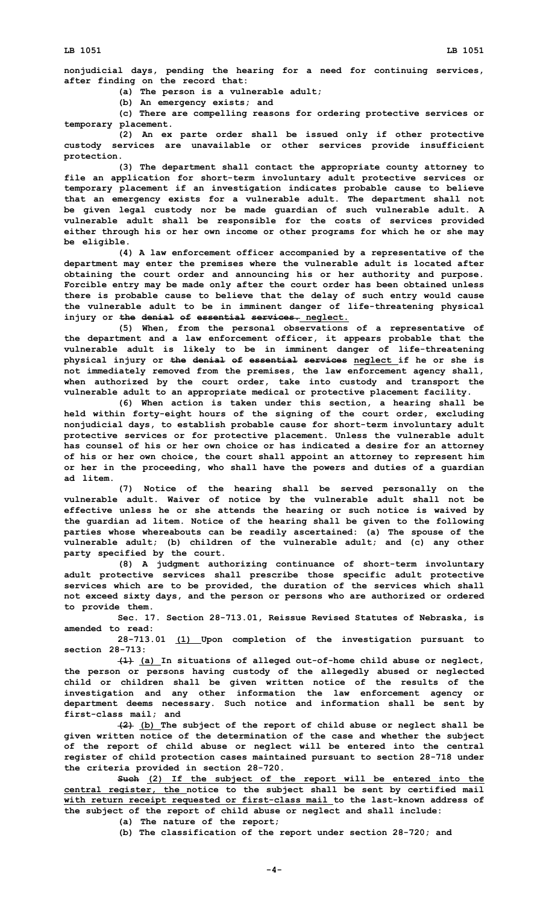nonjudicial days, pending the hearing for a need for continuing services, after finding on the record that:

(a) The person is a vulnerable adult;

(b) An emergency exists; and

(c) There are compelling reasons for ordering protective services or temporary placement.

(2) An ex parte order shall be issued only if other protective custody services are unavailable or other services provide insufficient protection.

(3) The department shall contact the appropriate county attorney to file an application for short-term involuntary adult protective services or temporary placement if an investigation indicates probable cause to believe that an emergency exists for a vulnerable adult. The department shall not be given legal custody nor be made guardian of such vulnerable adult. A vulnerable adult shall be responsible for the costs of services provided either through his or her own income or other programs for which he or she may be eligible.

(4) A law enforcement officer accompanied by a representative of the department may enter the premises where the vulnerable adult is located after obtaining the court order and announcing his or her authority and purpose. Forcible entry may be made only after the court order has been obtained unless there is probable cause to believe that the delay of such entry would cause the vulnerable adult to be in imminent danger of life-threatening physical injury or ~~the denial of essential services.~~ neglect.

(5) When, from the personal observations of a representative of the department and a law enforcement officer, it appears probable that the vulnerable adult is likely to be in imminent danger of life-threatening physical injury or ~~the denial of essential services~~ neglect if he or she is not immediately removed from the premises, the law enforcement agency shall, when authorized by the court order, take into custody and transport the vulnerable adult to an appropriate medical or protective placement facility.

(6) When action is taken under this section, a hearing shall be held within forty-eight hours of the signing of the court order, excluding nonjudicial days, to establish probable cause for short-term involuntary adult protective services or for protective placement. Unless the vulnerable adult has counsel of his or her own choice or has indicated a desire for an attorney of his or her own choice, the court shall appoint an attorney to represent him or her in the proceeding, who shall have the powers and duties of a guardian ad litem.

(7) Notice of the hearing shall be served personally on the vulnerable adult. Waiver of notice by the vulnerable adult shall not be effective unless he or she attends the hearing or such notice is waived by the guardian ad litem. Notice of the hearing shall be given to the following parties whose whereabouts can be readily ascertained: (a) The spouse of the vulnerable adult; (b) children of the vulnerable adult; and (c) any other party specified by the court.

(8) A judgment authorizing continuance of short-term involuntary adult protective services shall prescribe those specific adult protective services which are to be provided, the duration of the services which shall not exceed sixty days, and the person or persons who are authorized or ordered to provide them.

Sec. 17. Section 28-713.01, Reissue Revised Statutes of Nebraska, is amended to read:

28-713.01 (1) Upon completion of the investigation pursuant to section 28-713:

~~(1)~~ (a) In situations of alleged out-of-home child abuse or neglect, the person or persons having custody of the allegedly abused or neglected child or children shall be given written notice of the results of the investigation and any other information the law enforcement agency or department deems necessary. Such notice and information shall be sent by first-class mail; and

~~(2)~~ (b) The subject of the report of child abuse or neglect shall be given written notice of the determination of the case and whether the subject of the report of child abuse or neglect will be entered into the central register of child protection cases maintained pursuant to section 28-718 under the criteria provided in section 28-720.

~~Such~~ (2) If the subject of the report will be entered into the central register, the notice to the subject shall be sent by certified mail with return receipt requested or first-class mail to the last-known address of the subject of the report of child abuse or neglect and shall include:

(a) The nature of the report;

(b) The classification of the report under section 28-720; and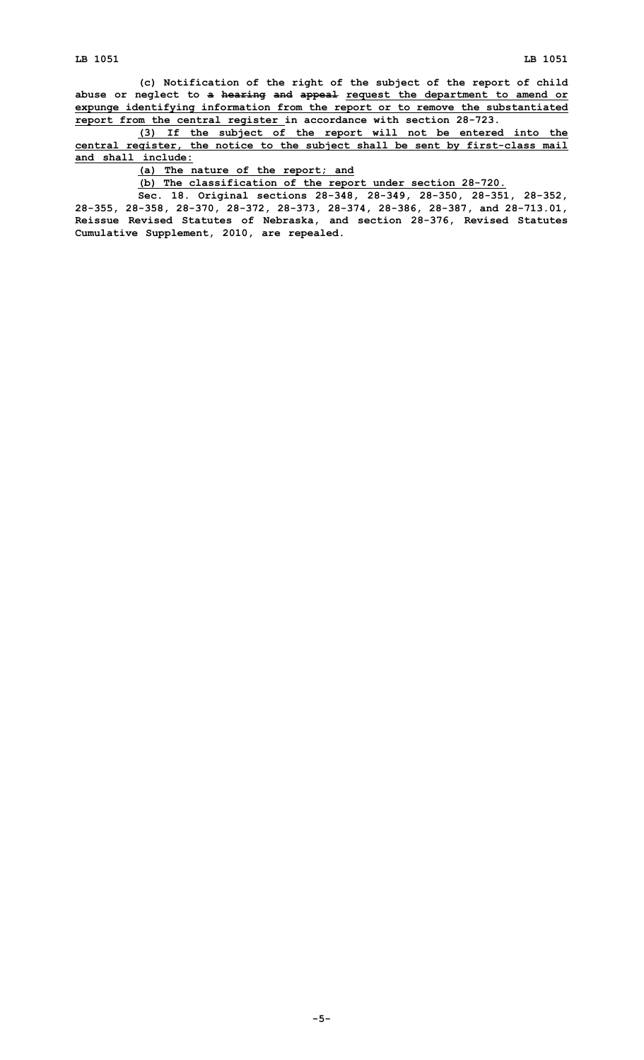(c) Notification of the right of the subject of the report of child abuse or neglect to ~~a hearing and appeal~~ request the department to amend or expunge identifying information from the report or to remove the substantiated report from the central register in accordance with section 28-723.

(3) If the subject of the report will not be entered into the central register, the notice to the subject shall be sent by first-class mail and shall include:

(a) The nature of the report; and

(b) The classification of the report under section 28-720.

Sec. 18. Original sections 28-348, 28-349, 28-350, 28-351, 28-352, 28-355, 28-358, 28-370, 28-372, 28-373, 28-374, 28-386, 28-387, and 28-713.01, Reissue Revised Statutes of Nebraska, and section 28-376, Revised Statutes Cumulative Supplement, 2010, are repealed.